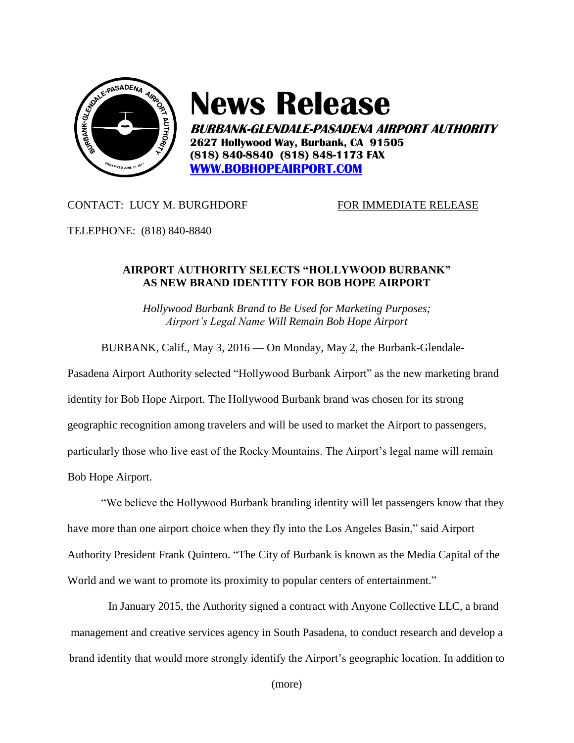# News Release

**BURBANK-GLENDALE-PASADENA AIRPORT AUTHORITY**
**2627 Hollywood Way, Burbank, CA 91505**
**(818) 840-8840 (818) 848-1173 FAX**
**[WWW.BOBHOPEAIRPORT.COM](http://www.bobhopeairport.com)**

CONTACT: LUCY M. BURGHDORF

FOR IMMEDIATE RELEASE

TELEPHONE: (818) 840-8840

## AIRPORT AUTHORITY SELECTS "HOLLYWOOD BURBANK" AS NEW BRAND IDENTITY FOR BOB HOPE AIRPORT

*Hollywood Burbank Brand to Be Used for Marketing Purposes; Airport's Legal Name Will Remain Bob Hope Airport*

BURBANK, Calif., May 3, 2016 — On Monday, May 2, the Burbank-Glendale-Pasadena Airport Authority selected "Hollywood Burbank Airport" as the new marketing brand identity for Bob Hope Airport. The Hollywood Burbank brand was chosen for its strong geographic recognition among travelers and will be used to market the Airport to passengers, particularly those who live east of the Rocky Mountains. The Airport's legal name will remain Bob Hope Airport.

"We believe the Hollywood Burbank branding identity will let passengers know that they have more than one airport choice when they fly into the Los Angeles Basin," said Airport Authority President Frank Quintero. "The City of Burbank is known as the Media Capital of the World and we want to promote its proximity to popular centers of entertainment."

In January 2015, the Authority signed a contract with Anyone Collective LLC, a brand management and creative services agency in South Pasadena, to conduct research and develop a brand identity that would more strongly identify the Airport's geographic location. In addition to

(more)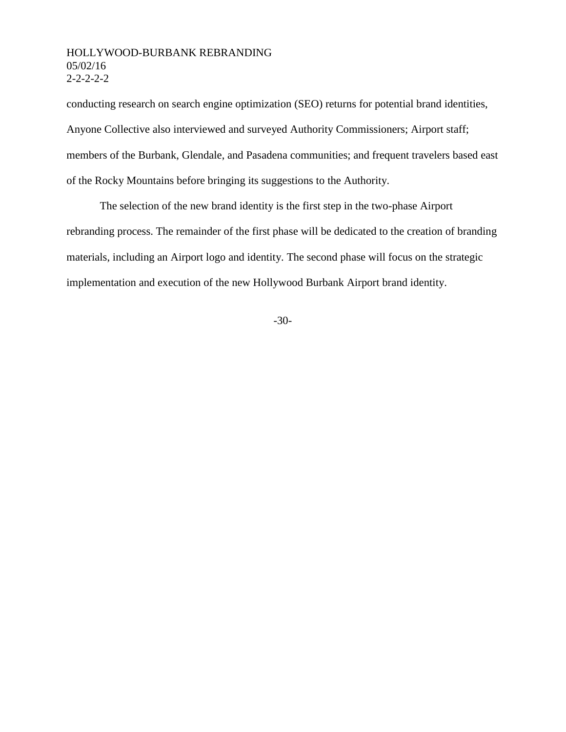conducting research on search engine optimization (SEO) returns for potential brand identities, Anyone Collective also interviewed and surveyed Authority Commissioners; Airport staff; members of the Burbank, Glendale, and Pasadena communities; and frequent travelers based east of the Rocky Mountains before bringing its suggestions to the Authority.

The selection of the new brand identity is the first step in the two-phase Airport rebranding process. The remainder of the first phase will be dedicated to the creation of branding materials, including an Airport logo and identity. The second phase will focus on the strategic implementation and execution of the new Hollywood Burbank Airport brand identity.

-30-